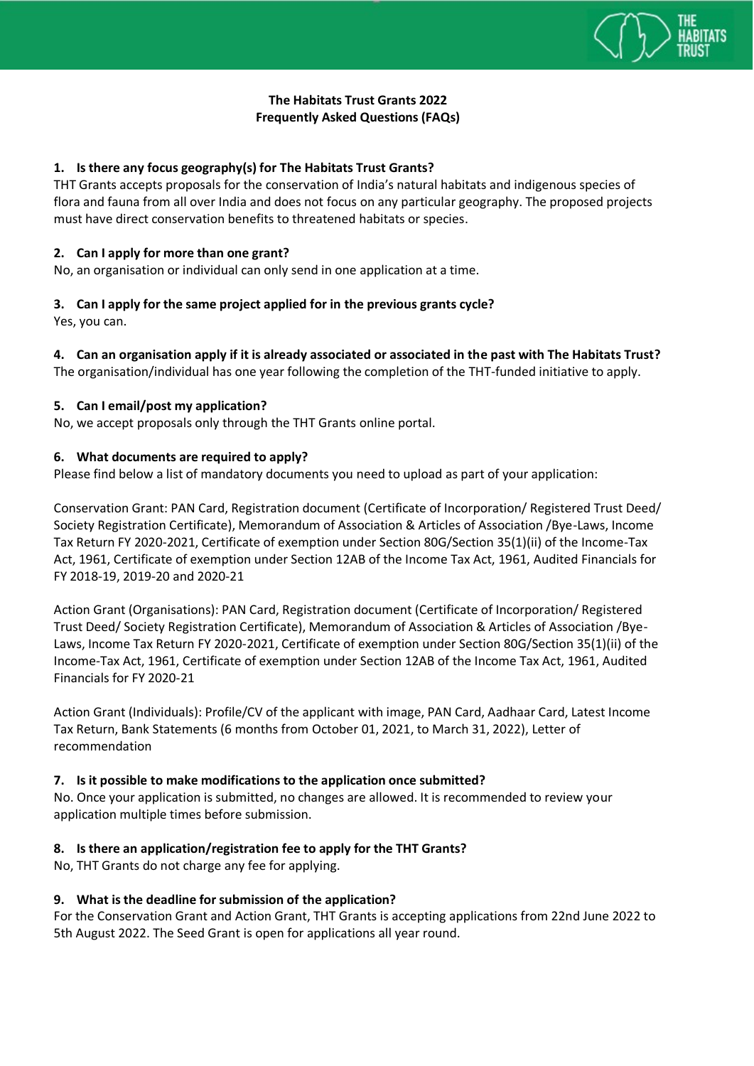**The Habitats Trust Grants 2022**
**Frequently Asked Questions (FAQs)**

1. **Is there any focus geography(s) for The Habitats Trust Grants?**
THT Grants accepts proposals for the conservation of India's natural habitats and indigenous species of flora and fauna from all over India and does not focus on any particular geography. The proposed projects must have direct conservation benefits to threatened habitats or species.

2. **Can I apply for more than one grant?**
No, an organisation or individual can only send in one application at a time.

3. **Can I apply for the same project applied for in the previous grants cycle?**
Yes, you can.

4. **Can an organisation apply if it is already associated or associated in the past with The Habitats Trust?**
The organisation/individual has one year following the completion of the THT-funded initiative to apply.

5. **Can I email/post my application?**
No, we accept proposals only through the THT Grants online portal.

6. **What documents are required to apply?**
Please find below a list of mandatory documents you need to upload as part of your application:

Conservation Grant: PAN Card, Registration document (Certificate of Incorporation/ Registered Trust Deed/ Society Registration Certificate), Memorandum of Association & Articles of Association /Bye-Laws, Income Tax Return FY 2020-2021, Certificate of exemption under Section 80G/Section 35(1)(ii) of the Income-Tax Act, 1961, Certificate of exemption under Section 12AB of the Income Tax Act, 1961, Audited Financials for FY 2018-19, 2019-20 and 2020-21

Action Grant (Organisations): PAN Card, Registration document (Certificate of Incorporation/ Registered Trust Deed/ Society Registration Certificate), Memorandum of Association & Articles of Association /Bye-Laws, Income Tax Return FY 2020-2021, Certificate of exemption under Section 80G/Section 35(1)(ii) of the Income-Tax Act, 1961, Certificate of exemption under Section 12AB of the Income Tax Act, 1961, Audited Financials for FY 2020-21

Action Grant (Individuals): Profile/CV of the applicant with image, PAN Card, Aadhaar Card, Latest Income Tax Return, Bank Statements (6 months from October 01, 2021, to March 31, 2022), Letter of recommendation

7. **Is it possible to make modifications to the application once submitted?**
No. Once your application is submitted, no changes are allowed. It is recommended to review your application multiple times before submission.

8. **Is there an application/registration fee to apply for the THT Grants?**
No, THT Grants do not charge any fee for applying.

9. **What is the deadline for submission of the application?**
For the Conservation Grant and Action Grant, THT Grants is accepting applications from 22nd June 2022 to 5th August 2022. The Seed Grant is open for applications all year round.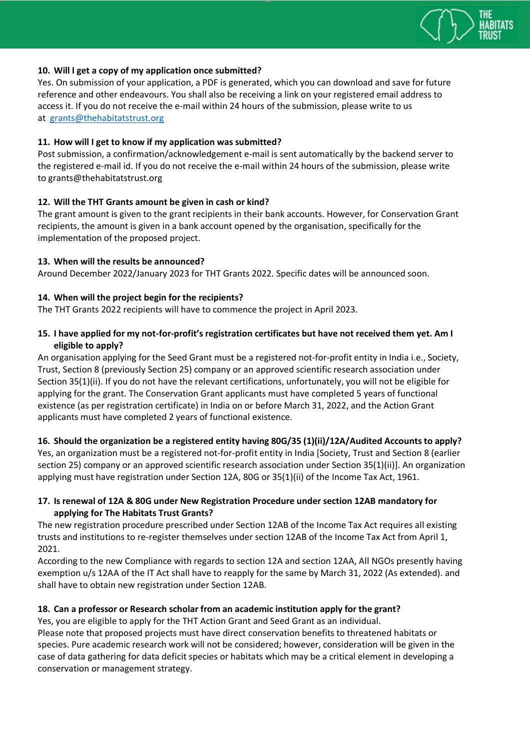**10. Will I get a copy of my application once submitted?**

Yes. On submission of your application, a PDF is generated, which you can download and save for future reference and other endeavours. You shall also be receiving a link on your registered email address to access it. If you do not receive the e-mail within 24 hours of the submission, please write to us at grants@thehabitatstrust.org

**11. How will I get to know if my application was submitted?**

Post submission, a confirmation/acknowledgement e-mail is sent automatically by the backend server to the registered e-mail id. If you do not receive the e-mail within 24 hours of the submission, please write to grants@thehabitatstrust.org

**12. Will the THT Grants amount be given in cash or kind?**

The grant amount is given to the grant recipients in their bank accounts. However, for Conservation Grant recipients, the amount is given in a bank account opened by the organisation, specifically for the implementation of the proposed project.

**13. When will the results be announced?**

Around December 2022/January 2023 for THT Grants 2022. Specific dates will be announced soon.

**14. When will the project begin for the recipients?**

The THT Grants 2022 recipients will have to commence the project in April 2023.

**15. I have applied for my not-for-profit's registration certificates but have not received them yet. Am I eligible to apply?**

An organisation applying for the Seed Grant must be a registered not-for-profit entity in India i.e., Society, Trust, Section 8 (previously Section 25) company or an approved scientific research association under Section 35(1)(ii). If you do not have the relevant certifications, unfortunately, you will not be eligible for applying for the grant. The Conservation Grant applicants must have completed 5 years of functional existence (as per registration certificate) in India on or before March 31, 2022, and the Action Grant applicants must have completed 2 years of functional existence.

**16. Should the organization be a registered entity having 80G/35 (1)(ii)/12A/Audited Accounts to apply?**

Yes, an organization must be a registered not-for-profit entity in India [Society, Trust and Section 8 (earlier section 25) company or an approved scientific research association under Section 35(1)(ii)]. An organization applying must have registration under Section 12A, 80G or 35(1)(ii) of the Income Tax Act, 1961.

**17. Is renewal of 12A & 80G under New Registration Procedure under section 12AB mandatory for applying for The Habitats Trust Grants?**

The new registration procedure prescribed under Section 12AB of the Income Tax Act requires all existing trusts and institutions to re-register themselves under section 12AB of the Income Tax Act from April 1, 2021.

According to the new Compliance with regards to section 12A and section 12AA, All NGOs presently having exemption u/s 12AA of the IT Act shall have to reapply for the same by March 31, 2022 (As extended). and shall have to obtain new registration under Section 12AB.

**18. Can a professor or Research scholar from an academic institution apply for the grant?**

Yes, you are eligible to apply for the THT Action Grant and Seed Grant as an individual.

Please note that proposed projects must have direct conservation benefits to threatened habitats or species. Pure academic research work will not be considered; however, consideration will be given in the case of data gathering for data deficit species or habitats which may be a critical element in developing a conservation or management strategy.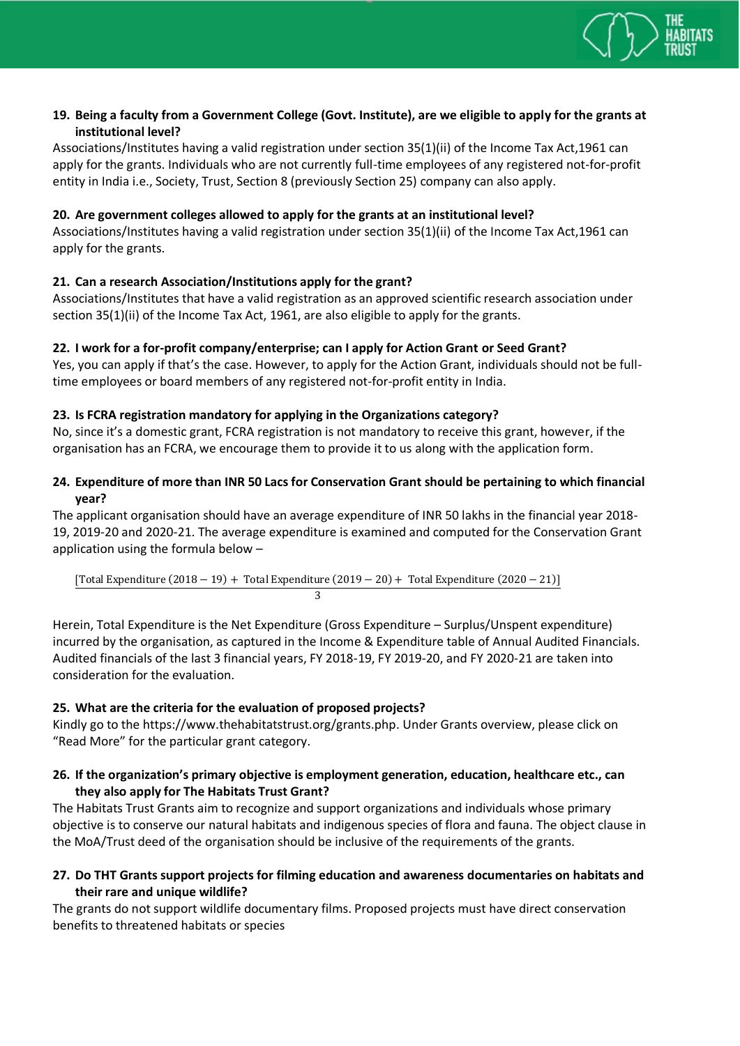**19. Being a faculty from a Government College (Govt. Institute), are we eligible to apply for the grants at institutional level?**

Associations/Institutes having a valid registration under section 35(1)(ii) of the Income Tax Act,1961 can apply for the grants. Individuals who are not currently full-time employees of any registered not-for-profit entity in India i.e., Society, Trust, Section 8 (previously Section 25) company can also apply.

**20. Are government colleges allowed to apply for the grants at an institutional level?**

Associations/Institutes having a valid registration under section 35(1)(ii) of the Income Tax Act,1961 can apply for the grants.

**21. Can a research Association/Institutions apply for the grant?**

Associations/Institutes that have a valid registration as an approved scientific research association under section 35(1)(ii) of the Income Tax Act, 1961, are also eligible to apply for the grants.

**22. I work for a for-profit company/enterprise; can I apply for Action Grant or Seed Grant?**

Yes, you can apply if that's the case. However, to apply for the Action Grant, individuals should not be full-time employees or board members of any registered not-for-profit entity in India.

**23. Is FCRA registration mandatory for applying in the Organizations category?**

No, since it's a domestic grant, FCRA registration is not mandatory to receive this grant, however, if the organisation has an FCRA, we encourage them to provide it to us along with the application form.

**24. Expenditure of more than INR 50 Lacs for Conservation Grant should be pertaining to which financial year?**

The applicant organisation should have an average expenditure of INR 50 lakhs in the financial year 2018-19, 2019-20 and 2020-21. The average expenditure is examined and computed for the Conservation Grant application using the formula below –

$$\frac{[\text{Total Expenditure } (2018-19) + \text{ Total Expenditure } (2019-20) + \text{ Total Expenditure } (2020-21)]}{3}$$

Herein, Total Expenditure is the Net Expenditure (Gross Expenditure – Surplus/Unspent expenditure) incurred by the organisation, as captured in the Income & Expenditure table of Annual Audited Financials. Audited financials of the last 3 financial years, FY 2018-19, FY 2019-20, and FY 2020-21 are taken into consideration for the evaluation.

**25. What are the criteria for the evaluation of proposed projects?**

Kindly go to the https://www.thehabitatstrust.org/grants.php. Under Grants overview, please click on "Read More" for the particular grant category.

**26. If the organization's primary objective is employment generation, education, healthcare etc., can they also apply for The Habitats Trust Grant?**

The Habitats Trust Grants aim to recognize and support organizations and individuals whose primary objective is to conserve our natural habitats and indigenous species of flora and fauna. The object clause in the MoA/Trust deed of the organisation should be inclusive of the requirements of the grants.

**27. Do THT Grants support projects for filming education and awareness documentaries on habitats and their rare and unique wildlife?**

The grants do not support wildlife documentary films. Proposed projects must have direct conservation benefits to threatened habitats or species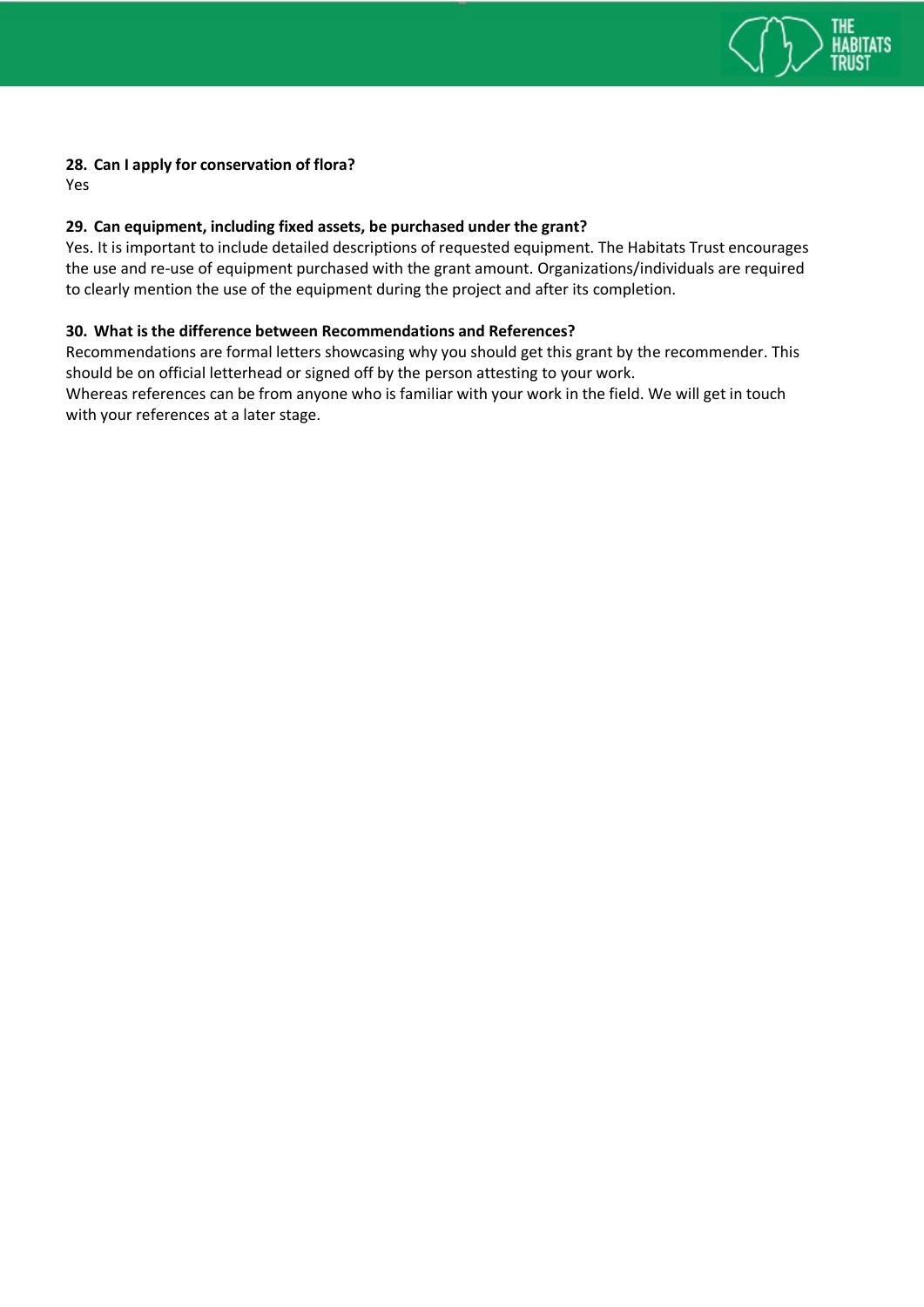**28. Can I apply for conservation of flora?**
Yes

**29. Can equipment, including fixed assets, be purchased under the grant?**
Yes. It is important to include detailed descriptions of requested equipment. The Habitats Trust encourages the use and re-use of equipment purchased with the grant amount. Organizations/individuals are required to clearly mention the use of the equipment during the project and after its completion.

**30. What is the difference between Recommendations and References?**
Recommendations are formal letters showcasing why you should get this grant by the recommender. This should be on official letterhead or signed off by the person attesting to your work.
Whereas references can be from anyone who is familiar with your work in the field. We will get in touch with your references at a later stage.